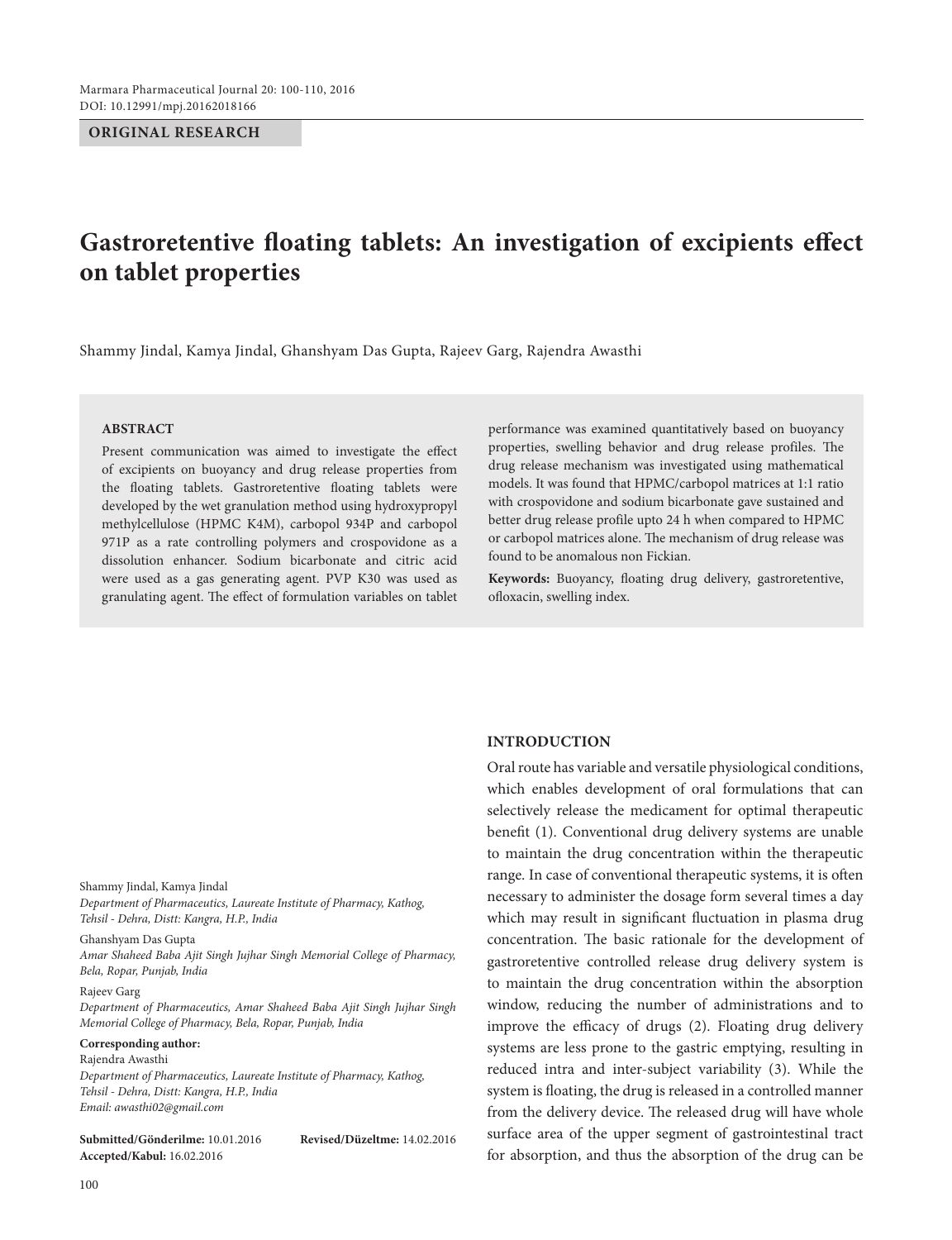ORIGINAL RESEARCH

# Gastroretentive floating tablets: An investigation of excipients effect on tablet properties

Shammy Jindal, Kamya Jindal, Ghanshyam Das Gupta, Rajeev Garg, Rajendra Awasthi

## ABSTRACT

Present communication was aimed to investigate the effect of excipients on buoyancy and drug release properties from the floating tablets. Gastroretentive floating tablets were developed by the wet granulation method using hydroxypropyl methylcellulose (HPMC K4M), carbopol 934P and carbopol 971P as a rate controlling polymers and crospovidone as a dissolution enhancer. Sodium bicarbonate and citric acid were used as a gas generating agent. PVP K30 was used as granulating agent. The effect of formulation variables on tablet performance was examined quantitatively based on buoyancy properties, swelling behavior and drug release profiles. The drug release mechanism was investigated using mathematical models. It was found that HPMC/carbopol matrices at 1:1 ratio with crospovidone and sodium bicarbonate gave sustained and better drug release profile upto 24 h when compared to HPMC or carbopol matrices alone. The mechanism of drug release was found to be anomalous non Fickian.

**Keywords:** Buoyancy, floating drug delivery, gastroretentive, ofloxacin, swelling index.

Shammy Jindal, Kamya Jindal
*Department of Pharmaceutics, Laureate Institute of Pharmacy, Kathog, Tehsil - Dehra, Distt: Kangra, H.P., India*

Ghanshyam Das Gupta
*Amar Shaheed Baba Ajit Singh Jujhar Singh Memorial College of Pharmacy, Bela, Ropar, Punjab, India*

Rajeev Garg
*Department of Pharmaceutics, Amar Shaheed Baba Ajit Singh Jujhar Singh Memorial College of Pharmacy, Bela, Ropar, Punjab, India*

**Corresponding author:**
Rajendra Awasthi
*Department of Pharmaceutics, Laureate Institute of Pharmacy, Kathog, Tehsil - Dehra, Distt: Kangra, H.P., India*
*Email: awasthi02@gmail.com*

**Submitted/Gönderilme:** 10.01.2016 **Revised/Düzeltme:** 14.02.2016
**Accepted/Kabul:** 16.02.2016

## INTRODUCTION

Oral route has variable and versatile physiological conditions, which enables development of oral formulations that can selectively release the medicament for optimal therapeutic benefit (1). Conventional drug delivery systems are unable to maintain the drug concentration within the therapeutic range. In case of conventional therapeutic systems, it is often necessary to administer the dosage form several times a day which may result in significant fluctuation in plasma drug concentration. The basic rationale for the development of gastroretentive controlled release drug delivery system is to maintain the drug concentration within the absorption window, reducing the number of administrations and to improve the efficacy of drugs (2). Floating drug delivery systems are less prone to the gastric emptying, resulting in reduced intra and inter-subject variability (3). While the system is floating, the drug is released in a controlled manner from the delivery device. The released drug will have whole surface area of the upper segment of gastrointestinal tract for absorption, and thus the absorption of the drug can be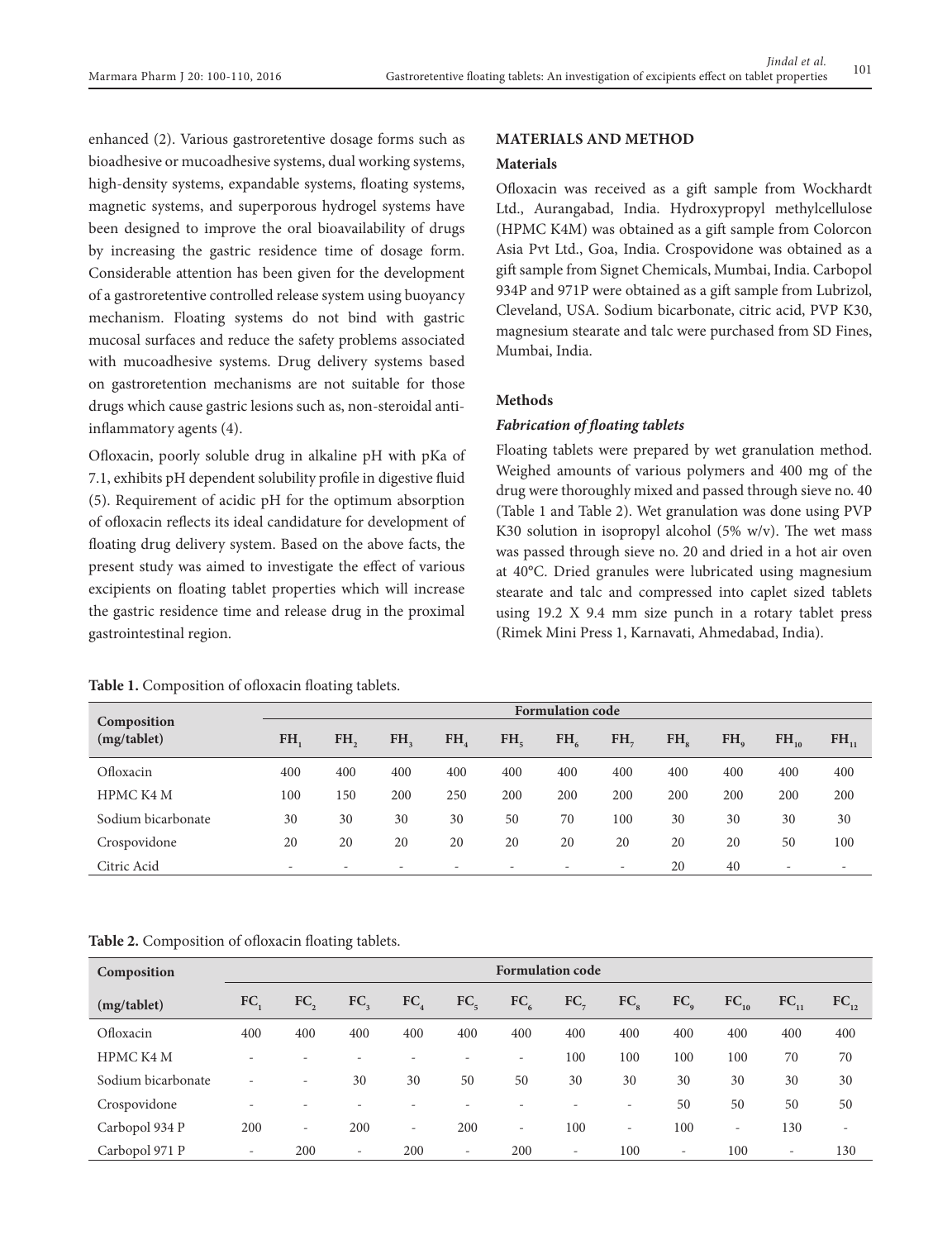enhanced (2). Various gastroretentive dosage forms such as bioadhesive or mucoadhesive systems, dual working systems, high-density systems, expandable systems, floating systems, magnetic systems, and superporous hydrogel systems have been designed to improve the oral bioavailability of drugs by increasing the gastric residence time of dosage form. Considerable attention has been given for the development of a gastroretentive controlled release system using buoyancy mechanism. Floating systems do not bind with gastric mucosal surfaces and reduce the safety problems associated with mucoadhesive systems. Drug delivery systems based on gastroretention mechanisms are not suitable for those drugs which cause gastric lesions such as, non-steroidal anti-inflammatory agents (4).

Ofloxacin, poorly soluble drug in alkaline pH with pKa of 7.1, exhibits pH dependent solubility profile in digestive fluid (5). Requirement of acidic pH for the optimum absorption of ofloxacin reflects its ideal candidature for development of floating drug delivery system. Based on the above facts, the present study was aimed to investigate the effect of various excipients on floating tablet properties which will increase the gastric residence time and release drug in the proximal gastrointestinal region.

## MATERIALS AND METHOD

### Materials

Ofloxacin was received as a gift sample from Wockhardt Ltd., Aurangabad, India. Hydroxypropyl methylcellulose (HPMC K4M) was obtained as a gift sample from Colorcon Asia Pvt Ltd., Goa, India. Crospovidone was obtained as a gift sample from Signet Chemicals, Mumbai, India. Carbopol 934P and 971P were obtained as a gift sample from Lubrizol, Cleveland, USA. Sodium bicarbonate, citric acid, PVP K30, magnesium stearate and talc were purchased from SD Fines, Mumbai, India.

### Methods

#### *Fabrication of floating tablets*

Floating tablets were prepared by wet granulation method. Weighed amounts of various polymers and 400 mg of the drug were thoroughly mixed and passed through sieve no. 40 (Table 1 and Table 2). Wet granulation was done using PVP K30 solution in isopropyl alcohol (5% w/v). The wet mass was passed through sieve no. 20 and dried in a hot air oven at 40°C. Dried granules were lubricated using magnesium stearate and talc and compressed into caplet sized tablets using 19.2 X 9.4 mm size punch in a rotary tablet press (Rimek Mini Press 1, Karnavati, Ahmedabad, India).

**Table 1.** Composition of ofloxacin floating tablets.

| Composition (mg/tablet) | Formulation code | | | | | | | | | | |
|---|---|---|---|---|---|---|---|---|---|---|---|
| | $FH_1$ | $FH_2$ | $FH_3$ | $FH_4$ | $FH_5$ | $FH_6$ | $FH_7$ | $FH_8$ | $FH_9$ | $FH_{10}$ | $FH_{11}$ |
| Ofloxacin | 400 | 400 | 400 | 400 | 400 | 400 | 400 | 400 | 400 | 400 | 400 |
| HPMC K4 M | 100 | 150 | 200 | 250 | 200 | 200 | 200 | 200 | 200 | 200 | 200 |
| Sodium bicarbonate | 30 | 30 | 30 | 30 | 50 | 70 | 100 | 30 | 30 | 30 | 30 |
| Crospovidone | 20 | 20 | 20 | 20 | 20 | 20 | 20 | 20 | 20 | 50 | 100 |
| Citric Acid | - | - | - | - | - | - | - | 20 | 40 | - | - |

**Table 2.** Composition of ofloxacin floating tablets.

| Composition (mg/tablet) | Formulation code | | | | | | | | | | | |
|---|---|---|---|---|---|---|---|---|---|---|---|---|
| | $FC_1$ | $FC_2$ | $FC_3$ | $FC_4$ | $FC_5$ | $FC_6$ | $FC_7$ | $FC_8$ | $FC_9$ | $FC_{10}$ | $FC_{11}$ | $FC_{12}$ |
| Ofloxacin | 400 | 400 | 400 | 400 | 400 | 400 | 400 | 400 | 400 | 400 | 400 | 400 |
| HPMC K4 M | - | - | - | - | - | - | 100 | 100 | 100 | 100 | 70 | 70 |
| Sodium bicarbonate | - | - | 30 | 30 | 50 | 50 | 30 | 30 | 30 | 30 | 30 | 30 |
| Crospovidone | - | - | - | - | - | - | - | - | 50 | 50 | 50 | 50 |
| Carbopol 934 P | 200 | - | 200 | - | 200 | - | 100 | - | 100 | - | 130 | - |
| Carbopol 971 P | - | 200 | - | 200 | - | 200 | - | 100 | - | 100 | - | 130 |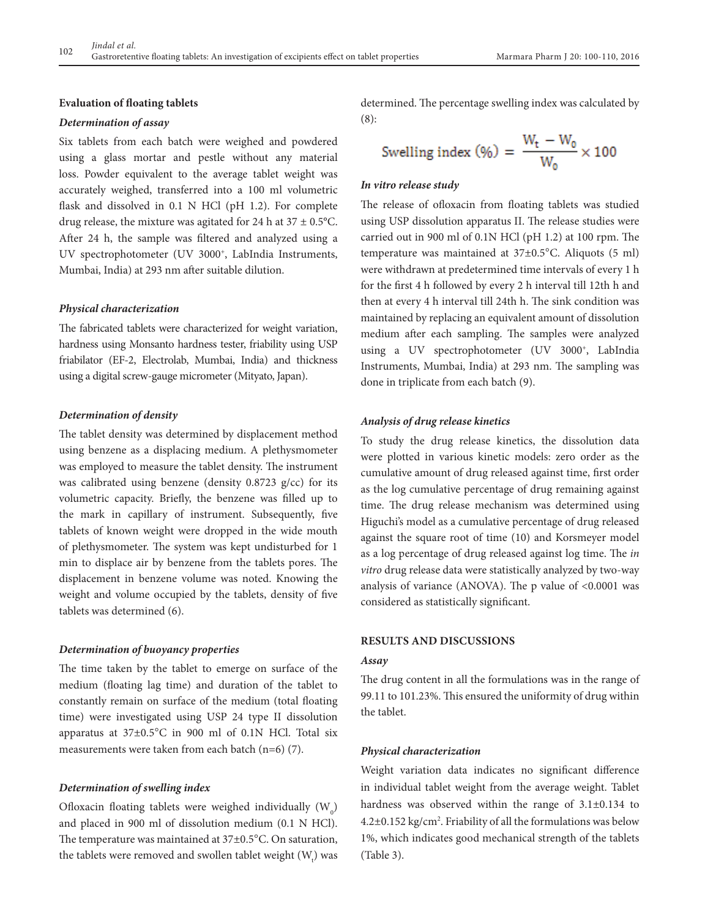### Evaluation of floating tablets

#### *Determination of assay*

Six tablets from each batch were weighed and powdered using a glass mortar and pestle without any material loss. Powder equivalent to the average tablet weight was accurately weighed, transferred into a 100 ml volumetric flask and dissolved in 0.1 N HCl (pH 1.2). For complete drug release, the mixture was agitated for 24 h at 37 ± 0.5°C. After 24 h, the sample was filtered and analyzed using a UV spectrophotometer (UV 3000+, LabIndia Instruments, Mumbai, India) at 293 nm after suitable dilution.

#### *Physical characterization*

The fabricated tablets were characterized for weight variation, hardness using Monsanto hardness tester, friability using USP friabilator (EF-2, Electrolab, Mumbai, India) and thickness using a digital screw-gauge micrometer (Mityato, Japan).

#### *Determination of density*

The tablet density was determined by displacement method using benzene as a displacing medium. A plethysmometer was employed to measure the tablet density. The instrument was calibrated using benzene (density 0.8723 g/cc) for its volumetric capacity. Briefly, the benzene was filled up to the mark in capillary of instrument. Subsequently, five tablets of known weight were dropped in the wide mouth of plethysmometer. The system was kept undisturbed for 1 min to displace air by benzene from the tablets pores. The displacement in benzene volume was noted. Knowing the weight and volume occupied by the tablets, density of five tablets was determined (6).

#### *Determination of buoyancy properties*

The time taken by the tablet to emerge on surface of the medium (floating lag time) and duration of the tablet to constantly remain on surface of the medium (total floating time) were investigated using USP 24 type II dissolution apparatus at 37±0.5°C in 900 ml of 0.1N HCl. Total six measurements were taken from each batch (n=6) (7).

#### *Determination of swelling index*

Ofloxacin floating tablets were weighed individually ($W_0$) and placed in 900 ml of dissolution medium (0.1 N HCl). The temperature was maintained at 37±0.5°C. On saturation, the tablets were removed and swollen tablet weight ($W_t$) was determined. The percentage swelling index was calculated by (8):

$$\text{Swelling index (\%)} = \frac{W_t - W_0}{W_0} \times 100$$

#### *In vitro release study*

The release of ofloxacin from floating tablets was studied using USP dissolution apparatus II. The release studies were carried out in 900 ml of 0.1N HCl (pH 1.2) at 100 rpm. The temperature was maintained at 37±0.5°C. Aliquots (5 ml) were withdrawn at predetermined time intervals of every 1 h for the first 4 h followed by every 2 h interval till 12th h and then at every 4 h interval till 24th h. The sink condition was maintained by replacing an equivalent amount of dissolution medium after each sampling. The samples were analyzed using a UV spectrophotometer (UV 3000+, LabIndia Instruments, Mumbai, India) at 293 nm. The sampling was done in triplicate from each batch (9).

#### *Analysis of drug release kinetics*

To study the drug release kinetics, the dissolution data were plotted in various kinetic models: zero order as the cumulative amount of drug released against time, first order as the log cumulative percentage of drug remaining against time. The drug release mechanism was determined using Higuchi's model as a cumulative percentage of drug released against the square root of time (10) and Korsmeyer model as a log percentage of drug released against log time. The *in vitro* drug release data were statistically analyzed by two-way analysis of variance (ANOVA). The p value of <0.0001 was considered as statistically significant.

### RESULTS AND DISCUSSIONS

#### *Assay*

The drug content in all the formulations was in the range of 99.11 to 101.23%. This ensured the uniformity of drug within the tablet.

#### *Physical characterization*

Weight variation data indicates no significant difference in individual tablet weight from the average weight. Tablet hardness was observed within the range of 3.1±0.134 to 4.2±0.152 kg/cm$^2$. Friability of all the formulations was below 1%, which indicates good mechanical strength of the tablets (Table 3).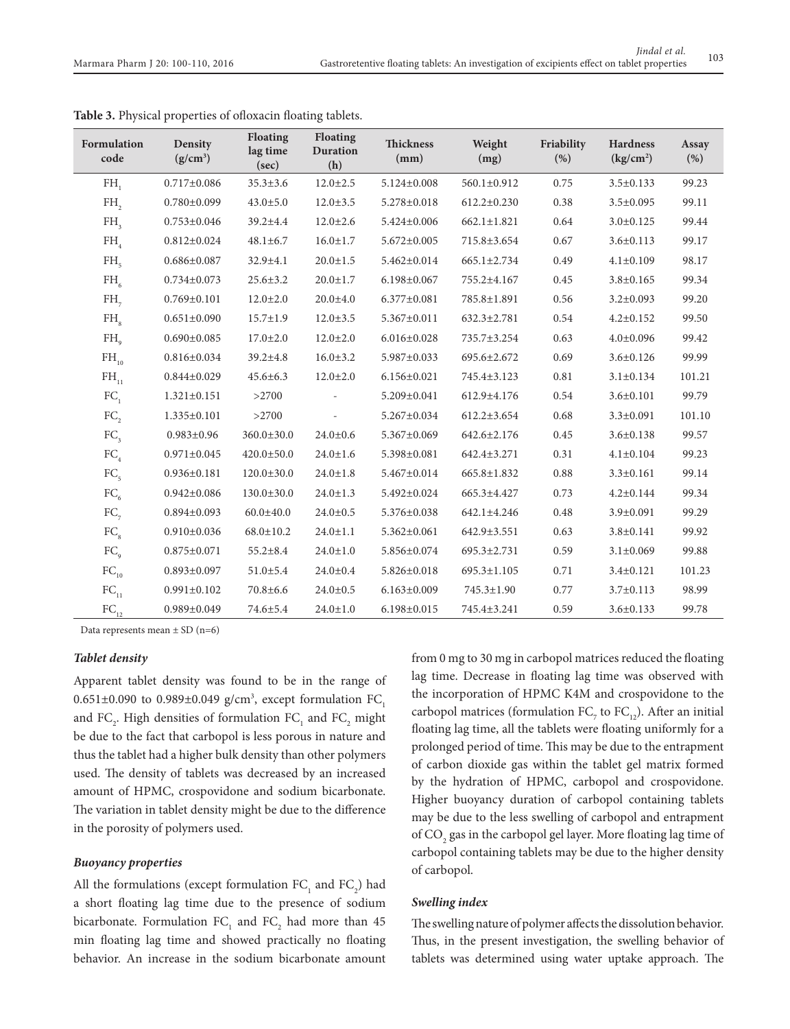**Table 3.** Physical properties of ofloxacin floating tablets.

| Formulation code | Density ($g/cm^3$) | Floating lag time (sec) | Floating Duration (h) | Thickness (mm) | Weight (mg) | Friability (%) | Hardness ($kg/cm^2$) | Assay (%) |
|---|---|---|---|---|---|---|---|---|
| $FH_1$ | 0.717±0.086 | 35.3±3.6 | 12.0±2.5 | 5.124±0.008 | 560.1±0.912 | 0.75 | 3.5±0.133 | 99.23 |
| $FH_2$ | 0.780±0.099 | 43.0±5.0 | 12.0±3.5 | 5.278±0.018 | 612.2±0.230 | 0.38 | 3.5±0.095 | 99.11 |
| $FH_3$ | 0.753±0.046 | 39.2±4.4 | 12.0±2.6 | 5.424±0.006 | 662.1±1.821 | 0.64 | 3.0±0.125 | 99.44 |
| $FH_4$ | 0.812±0.024 | 48.1±6.7 | 16.0±1.7 | 5.672±0.005 | 715.8±3.654 | 0.67 | 3.6±0.113 | 99.17 |
| $FH_5$ | 0.686±0.087 | 32.9±4.1 | 20.0±1.5 | 5.462±0.014 | 665.1±2.734 | 0.49 | 4.1±0.109 | 98.17 |
| $FH_6$ | 0.734±0.073 | 25.6±3.2 | 20.0±1.7 | 6.198±0.067 | 755.2±4.167 | 0.45 | 3.8±0.165 | 99.34 |
| $FH_7$ | 0.769±0.101 | 12.0±2.0 | 20.0±4.0 | 6.377±0.081 | 785.8±1.891 | 0.56 | 3.2±0.093 | 99.20 |
| $FH_8$ | 0.651±0.090 | 15.7±1.9 | 12.0±3.5 | 5.367±0.011 | 632.3±2.781 | 0.54 | 4.2±0.152 | 99.50 |
| $FH_9$ | 0.690±0.085 | 17.0±2.0 | 12.0±2.0 | 6.016±0.028 | 735.7±3.254 | 0.63 | 4.0±0.096 | 99.42 |
| $FH_{10}$ | 0.816±0.034 | 39.2±4.8 | 16.0±3.2 | 5.987±0.033 | 695.6±2.672 | 0.69 | 3.6±0.126 | 99.99 |
| $FH_{11}$ | 0.844±0.029 | 45.6±6.3 | 12.0±2.0 | 6.156±0.021 | 745.4±3.123 | 0.81 | 3.1±0.134 | 101.21 |
| $FC_1$ | 1.321±0.151 | >2700 | - | 5.209±0.041 | 612.9±4.176 | 0.54 | 3.6±0.101 | 99.79 |
| $FC_2$ | 1.335±0.101 | >2700 | - | 5.267±0.034 | 612.2±3.654 | 0.68 | 3.3±0.091 | 101.10 |
| $FC_3$ | 0.983±0.96 | 360.0±30.0 | 24.0±0.6 | 5.367±0.069 | 642.6±2.176 | 0.45 | 3.6±0.138 | 99.57 |
| $FC_4$ | 0.971±0.045 | 420.0±50.0 | 24.0±1.6 | 5.398±0.081 | 642.4±3.271 | 0.31 | 4.1±0.104 | 99.23 |
| $FC_5$ | 0.936±0.181 | 120.0±30.0 | 24.0±1.8 | 5.467±0.014 | 665.8±1.832 | 0.88 | 3.3±0.161 | 99.14 |
| $FC_6$ | 0.942±0.086 | 130.0±30.0 | 24.0±1.3 | 5.492±0.024 | 665.3±4.427 | 0.73 | 4.2±0.144 | 99.34 |
| $FC_7$ | 0.894±0.093 | 60.0±40.0 | 24.0±0.5 | 5.376±0.038 | 642.1±4.246 | 0.48 | 3.9±0.091 | 99.29 |
| $FC_8$ | 0.910±0.036 | 68.0±10.2 | 24.0±1.1 | 5.362±0.061 | 642.9±3.551 | 0.63 | 3.8±0.141 | 99.92 |
| $FC_9$ | 0.875±0.071 | 55.2±8.4 | 24.0±1.0 | 5.856±0.074 | 695.3±2.731 | 0.59 | 3.1±0.069 | 99.88 |
| $FC_{10}$ | 0.893±0.097 | 51.0±5.4 | 24.0±0.4 | 5.826±0.018 | 695.3±1.105 | 0.71 | 3.4±0.121 | 101.23 |
| $FC_{11}$ | 0.991±0.102 | 70.8±6.6 | 24.0±0.5 | 6.163±0.009 | 745.3±1.90 | 0.77 | 3.7±0.113 | 98.99 |
| $FC_{12}$ | 0.989±0.049 | 74.6±5.4 | 24.0±1.0 | 6.198±0.015 | 745.4±3.241 | 0.59 | 3.6±0.133 | 99.78 |

Data represents mean ± SD (n=6)

### *Tablet density*

Apparent tablet density was found to be in the range of 0.651±0.090 to 0.989±0.049 $g/cm^3$, except formulation $FC_1$ and $FC_2$. High densities of formulation $FC_1$ and $FC_2$ might be due to the fact that carbopol is less porous in nature and thus the tablet had a higher bulk density than other polymers used. The density of tablets was decreased by an increased amount of HPMC, crospovidone and sodium bicarbonate. The variation in tablet density might be due to the difference in the porosity of polymers used.

### *Buoyancy properties*

All the formulations (except formulation $FC_1$ and $FC_2$) had a short floating lag time due to the presence of sodium bicarbonate. Formulation $FC_1$ and $FC_2$ had more than 45 min floating lag time and showed practically no floating behavior. An increase in the sodium bicarbonate amount from 0 mg to 30 mg in carbopol matrices reduced the floating lag time. Decrease in floating lag time was observed with the incorporation of HPMC K4M and crospovidone to the carbopol matrices (formulation $FC_7$ to $FC_{12}$). After an initial floating lag time, all the tablets were floating uniformly for a prolonged period of time. This may be due to the entrapment of carbon dioxide gas within the tablet gel matrix formed by the hydration of HPMC, carbopol and crospovidone. Higher buoyancy duration of carbopol containing tablets may be due to the less swelling of carbopol and entrapment of $CO_2$ gas in the carbopol gel layer. More floating lag time of carbopol containing tablets may be due to the higher density of carbopol.

### *Swelling index*

The swelling nature of polymer affects the dissolution behavior. Thus, in the present investigation, the swelling behavior of tablets was determined using water uptake approach. The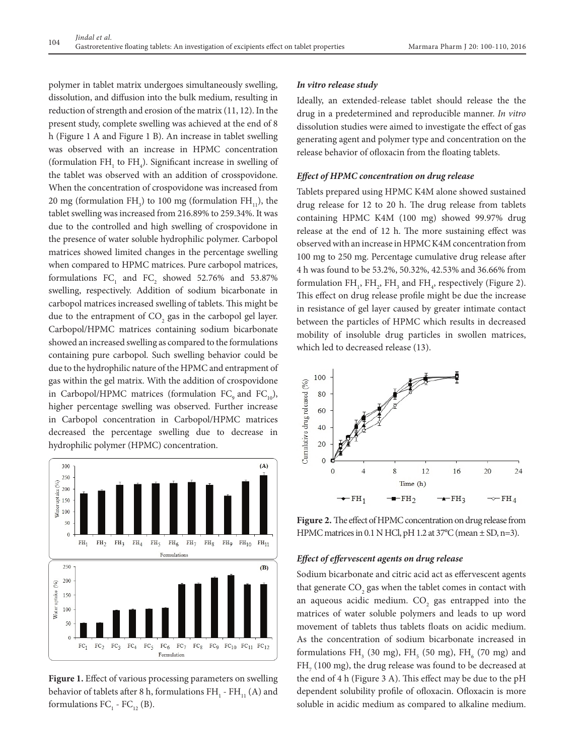polymer in tablet matrix undergoes simultaneously swelling, dissolution, and diffusion into the bulk medium, resulting in reduction of strength and erosion of the matrix (11, 12). In the present study, complete swelling was achieved at the end of 8 h (Figure 1 A and Figure 1 B). An increase in tablet swelling was observed with an increase in HPMC concentration (formulation $FH_1$ to $FH_4$). Significant increase in swelling of the tablet was observed with an addition of crosspovidone. When the concentration of crospovidone was increased from 20 mg (formulation $FH_3$) to 100 mg (formulation $FH_{11}$), the tablet swelling was increased from 216.89% to 259.34%. It was due to the controlled and high swelling of crospovidone in the presence of water soluble hydrophilic polymer. Carbopol matrices showed limited changes in the percentage swelling when compared to HPMC matrices. Pure carbopol matrices, formulations $FC_1$ and $FC_2$ showed 52.76% and 53.87% swelling, respectively. Addition of sodium bicarbonate in carbopol matrices increased swelling of tablets. This might be due to the entrapment of $CO_2$ gas in the carbopol gel layer. Carbopol/HPMC matrices containing sodium bicarbonate showed an increased swelling as compared to the formulations containing pure carbopol. Such swelling behavior could be due to the hydrophilic nature of the HPMC and entrapment of gas within the gel matrix. With the addition of crospovidone in Carbopol/HPMC matrices (formulation $FC_9$ and $FC_{10}$), higher percentage swelling was observed. Further increase in Carbopol concentration in Carbopol/HPMC matrices decreased the percentage swelling due to decrease in hydrophilic polymer (HPMC) concentration.

**Figure 1.** Effect of various processing parameters on swelling behavior of tablets after 8 h, formulations $FH_1$ - $FH_{11}$ (A) and formulations $FC_1$ - $FC_{12}$ (B).

### *In vitro release study*

Ideally, an extended-release tablet should release the the drug in a predetermined and reproducible manner. *In vitro* dissolution studies were aimed to investigate the effect of gas generating agent and polymer type and concentration on the release behavior of ofloxacin from the floating tablets.

### *Effect of HPMC concentration on drug release*

Tablets prepared using HPMC K4M alone showed sustained drug release for 12 to 20 h. The drug release from tablets containing HPMC K4M (100 mg) showed 99.97% drug release at the end of 12 h. The more sustaining effect was observed with an increase in HPMC K4M concentration from 100 mg to 250 mg. Percentage cumulative drug release after 4 h was found to be 53.2%, 50.32%, 42.53% and 36.66% from formulation $FH_1$, $FH_2$, $FH_3$ and $FH_4$, respectively (Figure 2). This effect on drug release profile might be due the increase in resistance of gel layer caused by greater intimate contact between the particles of HPMC which results in decreased mobility of insoluble drug particles in swollen matrices, which led to decreased release (13).

**Figure 2.** The effect of HPMC concentration on drug release from HPMC matrices in 0.1 N HCl, pH 1.2 at 37°C (mean ± SD, n=3).

### *Effect of effervescent agents on drug release*

Sodium bicarbonate and citric acid act as effervescent agents that generate $CO_2$ gas when the tablet comes in contact with an aqueous acidic medium. $CO_2$ gas entrapped into the matrices of water soluble polymers and leads to up word movement of tablets thus tablets floats on acidic medium. As the concentration of sodium bicarbonate increased in formulations $FH_3$ (30 mg), $FH_5$ (50 mg), $FH_6$ (70 mg) and $FH_7$ (100 mg), the drug release was found to be decreased at the end of 4 h (Figure 3 A). This effect may be due to the pH dependent solubility profile of ofloxacin. Ofloxacin is more soluble in acidic medium as compared to alkaline medium.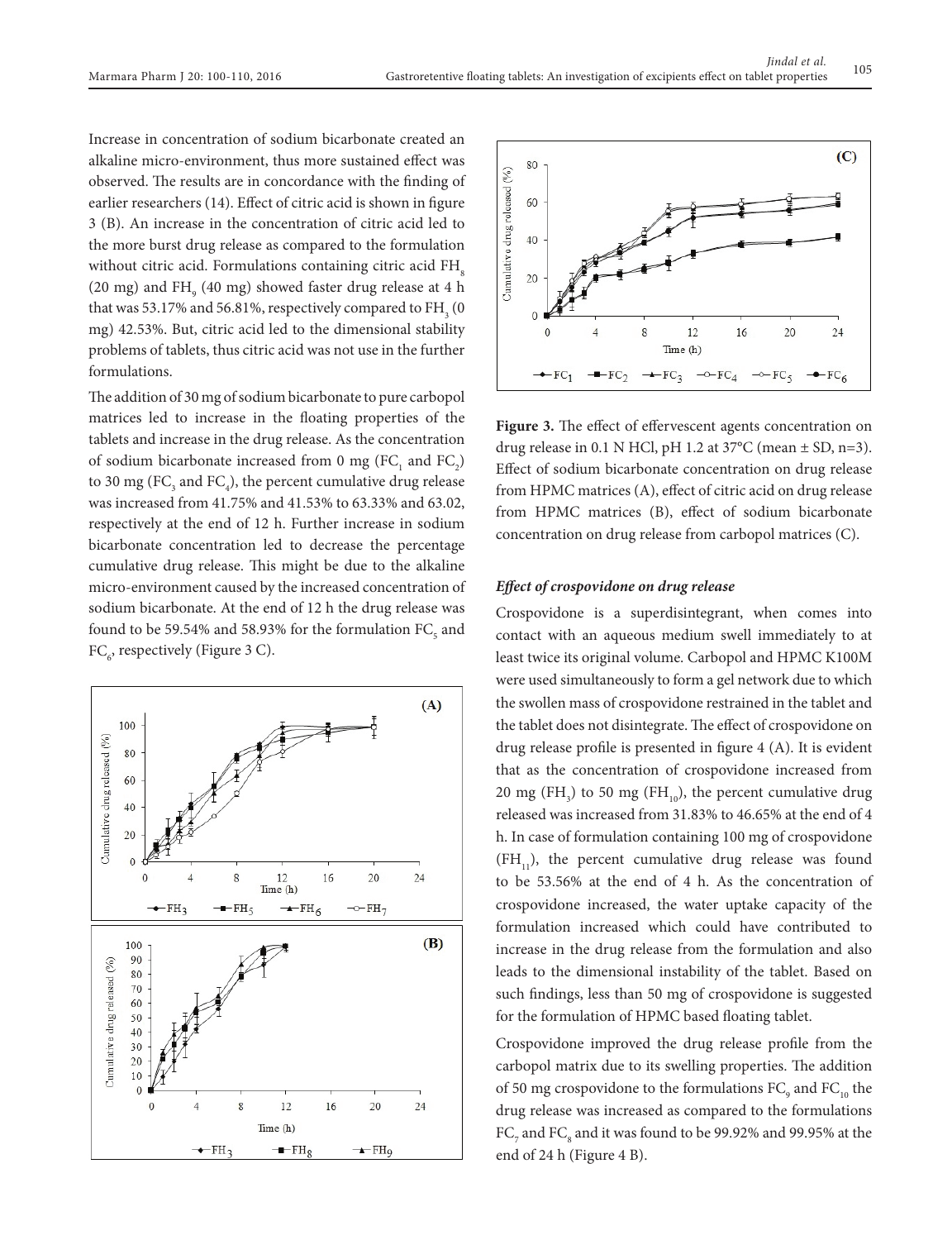Increase in concentration of sodium bicarbonate created an alkaline micro-environment, thus more sustained effect was observed. The results are in concordance with the finding of earlier researchers (14). Effect of citric acid is shown in figure 3 (B). An increase in the concentration of citric acid led to the more burst drug release as compared to the formulation without citric acid. Formulations containing citric acid $FH_8$ (20 mg) and $FH_9$ (40 mg) showed faster drug release at 4 h that was 53.17% and 56.81%, respectively compared to $FH_3$ (0 mg) 42.53%. But, citric acid led to the dimensional stability problems of tablets, thus citric acid was not use in the further formulations.

The addition of 30 mg of sodium bicarbonate to pure carbopol matrices led to increase in the floating properties of the tablets and increase in the drug release. As the concentration of sodium bicarbonate increased from 0 mg ($FC_1$ and $FC_2$) to 30 mg ($FC_3$ and $FC_4$), the percent cumulative drug release was increased from 41.75% and 41.53% to 63.33% and 63.02, respectively at the end of 12 h. Further increase in sodium bicarbonate concentration led to decrease the percentage cumulative drug release. This might be due to the alkaline micro-environment caused by the increased concentration of sodium bicarbonate. At the end of 12 h the drug release was found to be 59.54% and 58.93% for the formulation $FC_5$ and $FC_6$, respectively (Figure 3 C).

**Figure 3.** The effect of effervescent agents concentration on drug release in 0.1 N HCl, pH 1.2 at 37°C (mean ± SD, n=3). Effect of sodium bicarbonate concentration on drug release from HPMC matrices (A), effect of citric acid on drug release from HPMC matrices (B), effect of sodium bicarbonate concentration on drug release from carbopol matrices (C).

### *Effect of crospovidone on drug release*

Crospovidone is a superdisintegrant, when comes into contact with an aqueous medium swell immediately to at least twice its original volume. Carbopol and HPMC K100M were used simultaneously to form a gel network due to which the swollen mass of crospovidone restrained in the tablet and the tablet does not disintegrate. The effect of crospovidone on drug release profile is presented in figure 4 (A). It is evident that as the concentration of crospovidone increased from 20 mg ($FH_3$) to 50 mg ($FH_{10}$), the percent cumulative drug released was increased from 31.83% to 46.65% at the end of 4 h. In case of formulation containing 100 mg of crospovidone ($FH_{11}$), the percent cumulative drug release was found to be 53.56% at the end of 4 h. As the concentration of crospovidone increased, the water uptake capacity of the formulation increased which could have contributed to increase in the drug release from the formulation and also leads to the dimensional instability of the tablet. Based on such findings, less than 50 mg of crospovidone is suggested for the formulation of HPMC based floating tablet.

Crospovidone improved the drug release profile from the carbopol matrix due to its swelling properties. The addition of 50 mg crospovidone to the formulations $FC_9$ and $FC_{10}$ the drug release was increased as compared to the formulations $FC_7$ and $FC_8$ and it was found to be 99.92% and 99.95% at the end of 24 h (Figure 4 B).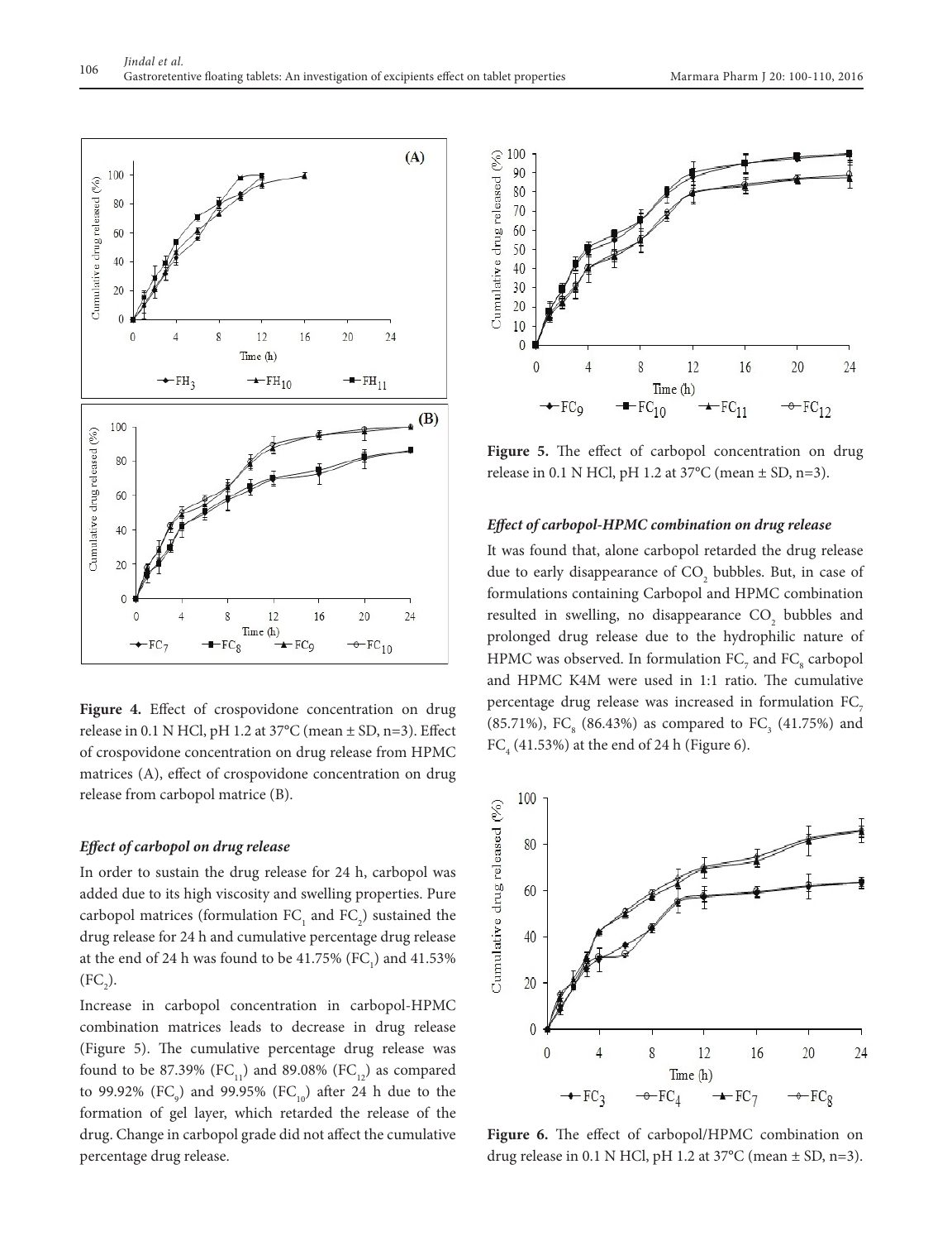**Figure 4.** Effect of crospovidone concentration on drug release in 0.1 N HCl, pH 1.2 at 37°C (mean ± SD, n=3). Effect of crospovidone concentration on drug release from HPMC matrices (A), effect of crospovidone concentration on drug release from carbopol matrice (B).

### *Effect of carbopol on drug release*

In order to sustain the drug release for 24 h, carbopol was added due to its high viscosity and swelling properties. Pure carbopol matrices (formulation $FC_1$ and $FC_2$) sustained the drug release for 24 h and cumulative percentage drug release at the end of 24 h was found to be 41.75% ($FC_1$) and 41.53% ($FC_2$).

Increase in carbopol concentration in carbopol-HPMC combination matrices leads to decrease in drug release (Figure 5). The cumulative percentage drug release was found to be 87.39% ($FC_{11}$) and 89.08% ($FC_{12}$) as compared to 99.92% ($FC_9$) and 99.95% ($FC_{10}$) after 24 h due to the formation of gel layer, which retarded the release of the drug. Change in carbopol grade did not affect the cumulative percentage drug release.

**Figure 5.** The effect of carbopol concentration on drug release in 0.1 N HCl, pH 1.2 at 37°C (mean ± SD, n=3).

### *Effect of carbopol-HPMC combination on drug release*

It was found that, alone carbopol retarded the drug release due to early disappearance of $CO_2$ bubbles. But, in case of formulations containing Carbopol and HPMC combination resulted in swelling, no disappearance $CO_2$ bubbles and prolonged drug release due to the hydrophilic nature of HPMC was observed. In formulation $FC_7$ and $FC_8$ carbopol and HPMC K4M were used in 1:1 ratio. The cumulative percentage drug release was increased in formulation $FC_7$ (85.71%), $FC_8$ (86.43%) as compared to $FC_3$ (41.75%) and $FC_4$ (41.53%) at the end of 24 h (Figure 6).

**Figure 6.** The effect of carbopol/HPMC combination on drug release in 0.1 N HCl, pH 1.2 at 37°C (mean ± SD, n=3).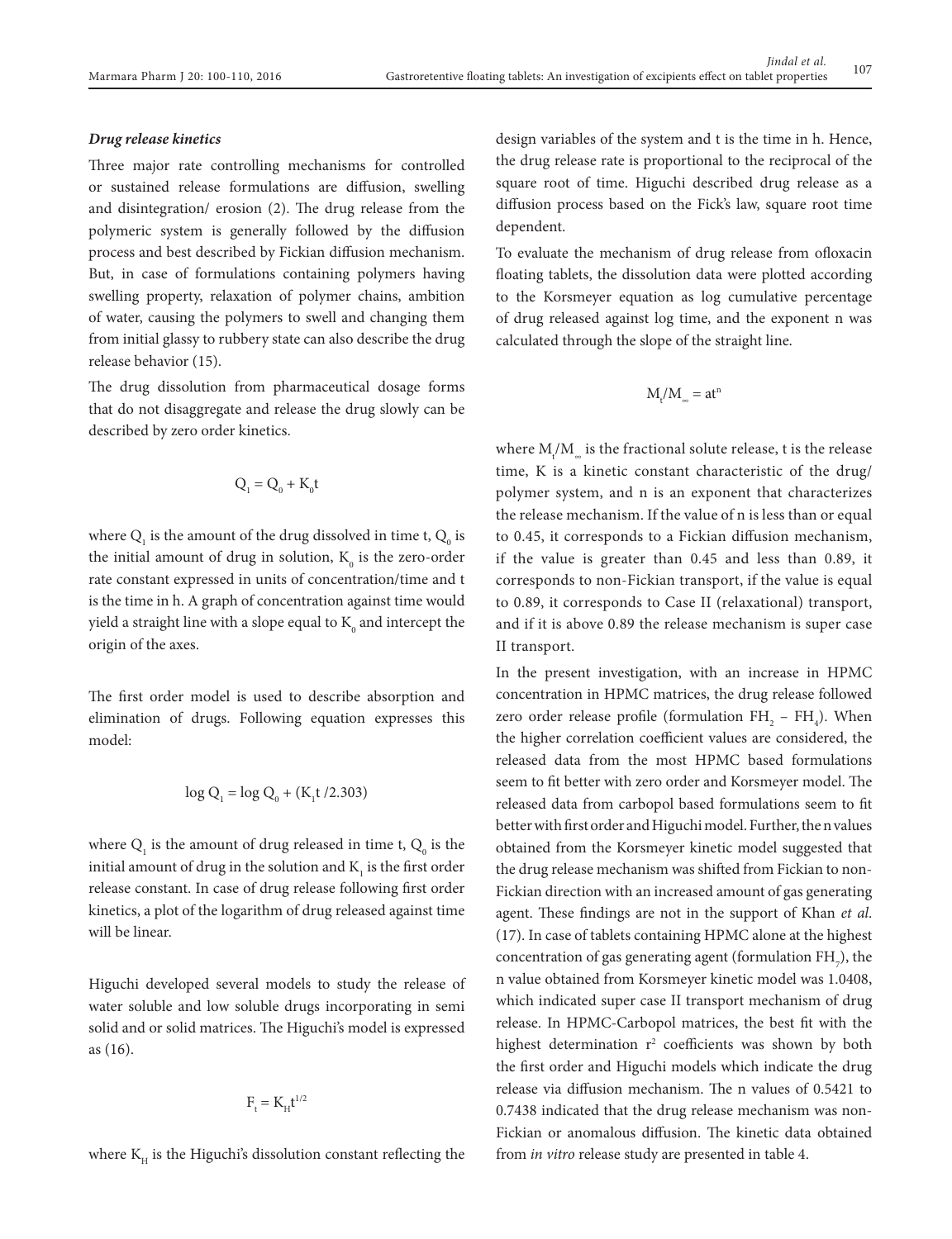### *Drug release kinetics*

Three major rate controlling mechanisms for controlled or sustained release formulations are diffusion, swelling and disintegration/ erosion (2). The drug release from the polymeric system is generally followed by the diffusion process and best described by Fickian diffusion mechanism. But, in case of formulations containing polymers having swelling property, relaxation of polymer chains, ambition of water, causing the polymers to swell and changing them from initial glassy to rubbery state can also describe the drug release behavior (15).

The drug dissolution from pharmaceutical dosage forms that do not disaggregate and release the drug slowly can be described by zero order kinetics.

$$Q_1 = Q_0 + K_0 t$$

where $Q_1$ is the amount of the drug dissolved in time t, $Q_0$ is the initial amount of drug in solution, $K_0$ is the zero-order rate constant expressed in units of concentration/time and t is the time in h. A graph of concentration against time would yield a straight line with a slope equal to $K_0$ and intercept the origin of the axes.

The first order model is used to describe absorption and elimination of drugs. Following equation expresses this model:

$$\log Q_1 = \log Q_0 + (K_1 t / 2.303)$$

where $Q_1$ is the amount of drug released in time t, $Q_0$ is the initial amount of drug in the solution and $K_1$ is the first order release constant. In case of drug release following first order kinetics, a plot of the logarithm of drug released against time will be linear.

Higuchi developed several models to study the release of water soluble and low soluble drugs incorporating in semi solid and or solid matrices. The Higuchi's model is expressed as (16).

$$F_t = K_H t^{1/2}$$

where $K_H$ is the Higuchi's dissolution constant reflecting the design variables of the system and t is the time in h. Hence, the drug release rate is proportional to the reciprocal of the square root of time. Higuchi described drug release as a diffusion process based on the Fick's law, square root time dependent.

To evaluate the mechanism of drug release from ofloxacin floating tablets, the dissolution data were plotted according to the Korsmeyer equation as log cumulative percentage of drug released against log time, and the exponent n was calculated through the slope of the straight line.

$$M_t/M_\infty = at^n$$

where $M_t/M_\infty$ is the fractional solute release, t is the release time, K is a kinetic constant characteristic of the drug/ polymer system, and n is an exponent that characterizes the release mechanism. If the value of n is less than or equal to 0.45, it corresponds to a Fickian diffusion mechanism, if the value is greater than 0.45 and less than 0.89, it corresponds to non-Fickian transport, if the value is equal to 0.89, it corresponds to Case II (relaxational) transport, and if it is above 0.89 the release mechanism is super case II transport.

In the present investigation, with an increase in HPMC concentration in HPMC matrices, the drug release followed zero order release profile (formulation $FH_2$ – $FH_4$). When the higher correlation coefficient values are considered, the released data from the most HPMC based formulations seem to fit better with zero order and Korsmeyer model. The released data from carbopol based formulations seem to fit better with first order and Higuchi model. Further, the n values obtained from the Korsmeyer kinetic model suggested that the drug release mechanism was shifted from Fickian to non-Fickian direction with an increased amount of gas generating agent. These findings are not in the support of Khan *et al.* (17). In case of tablets containing HPMC alone at the highest concentration of gas generating agent (formulation $FH_7$), the n value obtained from Korsmeyer kinetic model was 1.0408, which indicated super case II transport mechanism of drug release. In HPMC-Carbopol matrices, the best fit with the highest determination $r^2$ coefficients was shown by both the first order and Higuchi models which indicate the drug release via diffusion mechanism. The n values of 0.5421 to 0.7438 indicated that the drug release mechanism was non-Fickian or anomalous diffusion. The kinetic data obtained from *in vitro* release study are presented in table 4.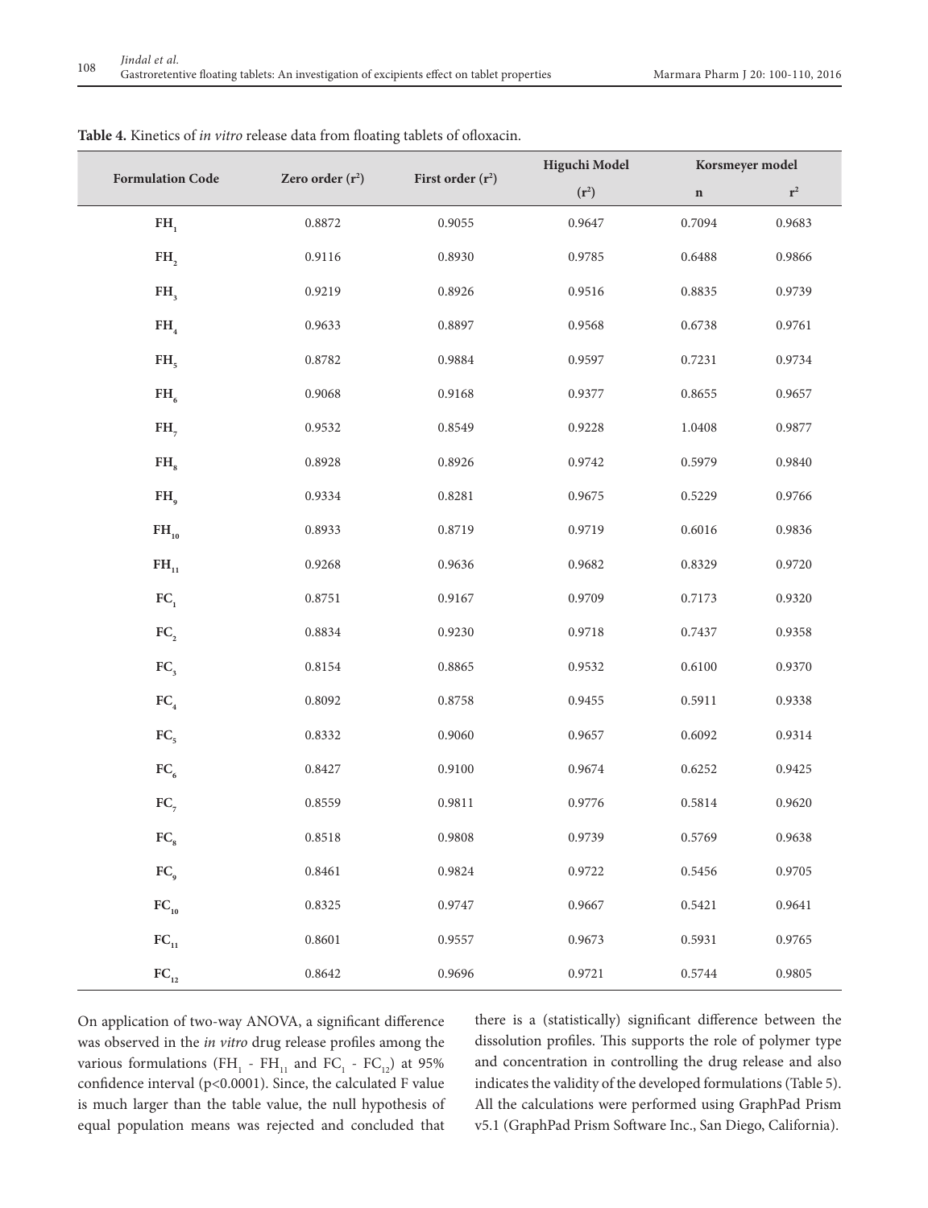**Table 4.** Kinetics of *in vitro* release data from floating tablets of ofloxacin.

| Formulation Code | Zero order ($r^2$) | First order ($r^2$) | Higuchi Model | Korsmeyer model | |
|---|---|---|---|---|---|
| | | | ($r^2$) | n | $r^2$ |
| $FH_1$ | 0.8872 | 0.9055 | 0.9647 | 0.7094 | 0.9683 |
| $FH_2$ | 0.9116 | 0.8930 | 0.9785 | 0.6488 | 0.9866 |
| $FH_3$ | 0.9219 | 0.8926 | 0.9516 | 0.8835 | 0.9739 |
| $FH_4$ | 0.9633 | 0.8897 | 0.9568 | 0.6738 | 0.9761 |
| $FH_5$ | 0.8782 | 0.9884 | 0.9597 | 0.7231 | 0.9734 |
| $FH_6$ | 0.9068 | 0.9168 | 0.9377 | 0.8655 | 0.9657 |
| $FH_7$ | 0.9532 | 0.8549 | 0.9228 | 1.0408 | 0.9877 |
| $FH_8$ | 0.8928 | 0.8926 | 0.9742 | 0.5979 | 0.9840 |
| $FH_9$ | 0.9334 | 0.8281 | 0.9675 | 0.5229 | 0.9766 |
| $FH_{10}$ | 0.8933 | 0.8719 | 0.9719 | 0.6016 | 0.9836 |
| $FH_{11}$ | 0.9268 | 0.9636 | 0.9682 | 0.8329 | 0.9720 |
| $FC_1$ | 0.8751 | 0.9167 | 0.9709 | 0.7173 | 0.9320 |
| $FC_2$ | 0.8834 | 0.9230 | 0.9718 | 0.7437 | 0.9358 |
| $FC_3$ | 0.8154 | 0.8865 | 0.9532 | 0.6100 | 0.9370 |
| $FC_4$ | 0.8092 | 0.8758 | 0.9455 | 0.5911 | 0.9338 |
| $FC_5$ | 0.8332 | 0.9060 | 0.9657 | 0.6092 | 0.9314 |
| $FC_6$ | 0.8427 | 0.9100 | 0.9674 | 0.6252 | 0.9425 |
| $FC_7$ | 0.8559 | 0.9811 | 0.9776 | 0.5814 | 0.9620 |
| $FC_8$ | 0.8518 | 0.9808 | 0.9739 | 0.5769 | 0.9638 |
| $FC_9$ | 0.8461 | 0.9824 | 0.9722 | 0.5456 | 0.9705 |
| $FC_{10}$ | 0.8325 | 0.9747 | 0.9667 | 0.5421 | 0.9641 |
| $FC_{11}$ | 0.8601 | 0.9557 | 0.9673 | 0.5931 | 0.9765 |
| $FC_{12}$ | 0.8642 | 0.9696 | 0.9721 | 0.5744 | 0.9805 |

On application of two-way ANOVA, a significant difference was observed in the *in vitro* drug release profiles among the various formulations ($FH_1$ - $FH_{11}$ and $FC_1$ - $FC_{12}$) at 95% confidence interval ($p<0.0001$). Since, the calculated F value is much larger than the table value, the null hypothesis of equal population means was rejected and concluded that there is a (statistically) significant difference between the dissolution profiles. This supports the role of polymer type and concentration in controlling the drug release and also indicates the validity of the developed formulations (Table 5). All the calculations were performed using GraphPad Prism v5.1 (GraphPad Prism Software Inc., San Diego, California).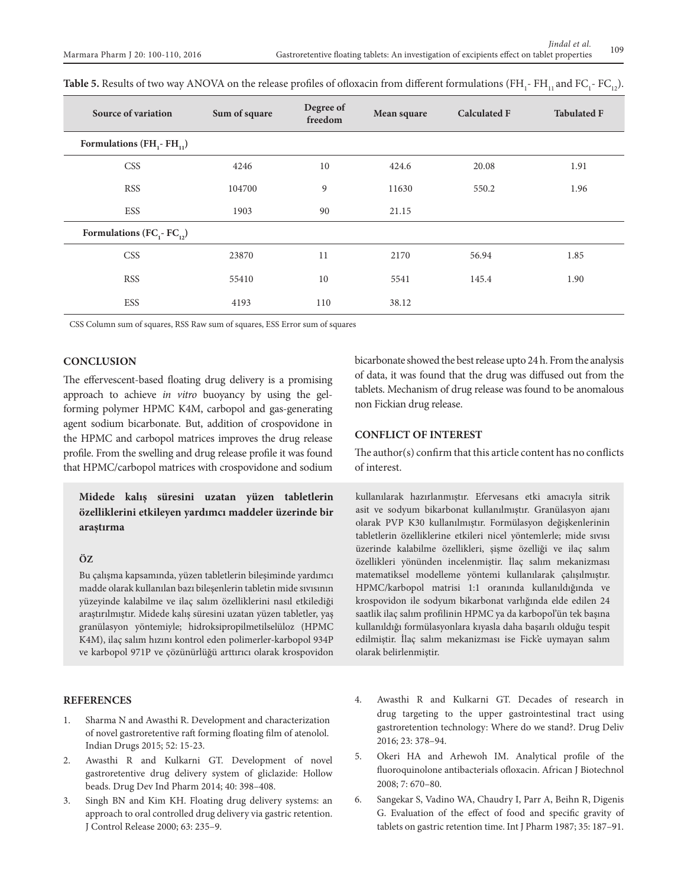**Table 5.** Results of two way ANOVA on the release profiles of ofloxacin from different formulations ($FH_1$ - $FH_{11}$ and $FC_1$ - $FC_{12}$).

| Source of variation | Sum of square | Degree of freedom | Mean square | Calculated F | Tabulated F |
|---|---|---|---|---|---|
| **Formulations ($FH_1$ - $FH_{11}$)** | | | | | |
| CSS | 4246 | 10 | 424.6 | 20.08 | 1.91 |
| RSS | 104700 | 9 | 11630 | 550.2 | 1.96 |
| ESS | 1903 | 90 | 21.15 | | |
| **Formulations ($FC_1$ - $FC_{12}$)** | | | | | |
| CSS | 23870 | 11 | 2170 | 56.94 | 1.85 |
| RSS | 55410 | 10 | 5541 | 145.4 | 1.90 |
| ESS | 4193 | 110 | 38.12 | | |

CSS Column sum of squares, RSS Raw sum of squares, ESS Error sum of squares

## CONCLUSION

The effervescent-based floating drug delivery is a promising approach to achieve *in vitro* buoyancy by using the gel-forming polymer HPMC K4M, carbopol and gas-generating agent sodium bicarbonate. But, addition of crospovidone in the HPMC and carbopol matrices improves the drug release profile. From the swelling and drug release profile it was found that HPMC/carbopol matrices with crospovidone and sodium bicarbonate showed the best release upto 24 h. From the analysis of data, it was found that the drug was diffused out from the tablets. Mechanism of drug release was found to be anomalous non Fickian drug release.

## CONFLICT OF INTEREST

The author(s) confirm that this article content has no conflicts of interest.

### Midede kalış süresini uzatan yüzen tabletlerin özelliklerini etkileyen yardımcı maddeler üzerinde bir araştırma

#### ÖZ

Bu çalışma kapsamında, yüzen tabletlerin bileşiminde yardımcı madde olarak kullanılan bazı bileşenlerin tabletin mide sıvısının yüzeyinde kalabilme ve ilaç salım özelliklerini nasıl etkilediği araştırılmıştır. Midede kalış süresini uzatan yüzen tabletler, yaş granülasyon yöntemiyle; hidroksipropilmetilselüloz (HPMC K4M), ilaç salım hızını kontrol eden polimerler-karbopol 934P ve karbopol 971P ve çözünürlüğü arttırıcı olarak krospovidon kullanılarak hazırlanmıştır. Efervesans etki amacıyla sitrik asit ve sodyum bikarbonat kullanılmıştır. Granülasyon ajanı olarak PVP K30 kullanılmıştır. Formülasyon değişkenlerinin tabletlerin özelliklerine etkileri nicel yöntemlerle; mide sıvısı üzerinde kalabilme özellikleri, şişme özelliği ve ilaç salım özellikleri yönünden incelenmiştir. İlaç salım mekanizması matematiksel modelleme yöntemi kullanılarak çalışılmıştır. HPMC/karbopol matrisi 1:1 oranında kullanıldığında ve krospovidon ile sodyum bikarbonat varlığında elde edilen 24 saatlik ilaç salım profilinin HPMC ya da karbopol'ün tek başına kullanıldığı formülasyonlara kıyasla daha başarılı olduğu tespit edilmiştir. İlaç salım mekanizması ise Fick'e uymayan salım olarak belirlenmiştir.

## REFERENCES

1. Sharma N and Awasthi R. Development and characterization of novel gastroretentive raft forming floating film of atenolol. Indian Drugs 2015; 52: 15-23.
2. Awasthi R and Kulkarni GT. Development of novel gastroretentive drug delivery system of gliclazide: Hollow beads. Drug Dev Ind Pharm 2014; 40: 398–408.
3. Singh BN and Kim KH. Floating drug delivery systems: an approach to oral controlled drug delivery via gastric retention. J Control Release 2000; 63: 235–9.
4. Awasthi R and Kulkarni GT. Decades of research in drug targeting to the upper gastrointestinal tract using gastroretention technology: Where do we stand?. Drug Deliv 2016; 23: 378–94.
5. Okeri HA and Arhewoh IM. Analytical profile of the fluoroquinolone antibacterials ofloxacin. African J Biotechnol 2008; 7: 670–80.
6. Sangekar S, Vadino WA, Chaudry I, Parr A, Beihn R, Digenis G. Evaluation of the effect of food and specific gravity of tablets on gastric retention time. Int J Pharm 1987; 35: 187–91.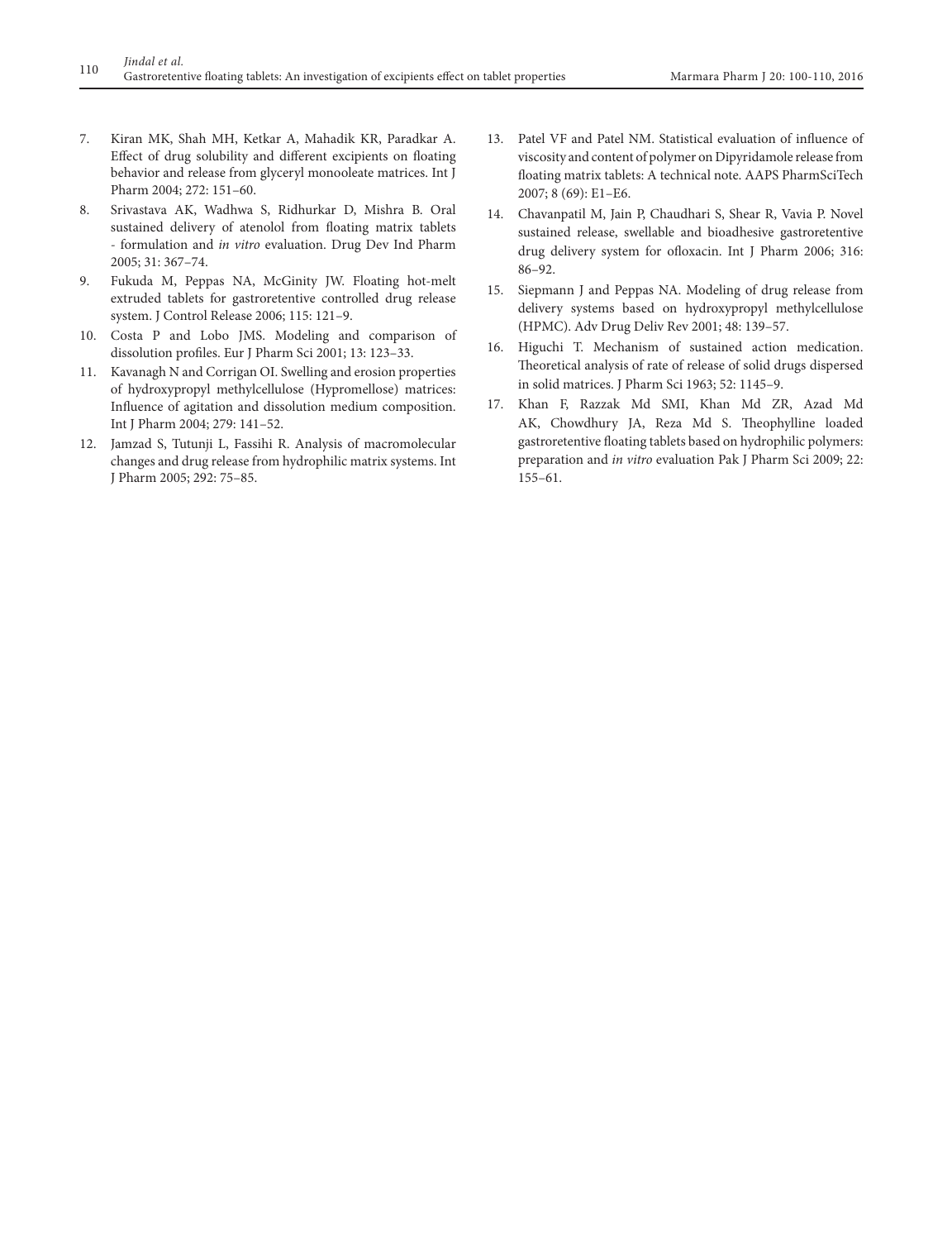7. Kiran MK, Shah MH, Ketkar A, Mahadik KR, Paradkar A. Effect of drug solubility and different excipients on floating behavior and release from glyceryl monooleate matrices. Int J Pharm 2004; 272: 151–60.
8. Srivastava AK, Wadhwa S, Ridhurkar D, Mishra B. Oral sustained delivery of atenolol from floating matrix tablets - formulation and *in vitro* evaluation. Drug Dev Ind Pharm 2005; 31: 367–74.
9. Fukuda M, Peppas NA, McGinity JW. Floating hot-melt extruded tablets for gastroretentive controlled drug release system. J Control Release 2006; 115: 121–9.
10. Costa P and Lobo JMS. Modeling and comparison of dissolution profiles. Eur J Pharm Sci 2001; 13: 123–33.
11. Kavanagh N and Corrigan OI. Swelling and erosion properties of hydroxypropyl methylcellulose (Hypromellose) matrices: Influence of agitation and dissolution medium composition. Int J Pharm 2004; 279: 141–52.
12. Jamzad S, Tutunji L, Fassihi R. Analysis of macromolecular changes and drug release from hydrophilic matrix systems. Int J Pharm 2005; 292: 75–85.
13. Patel VF and Patel NM. Statistical evaluation of influence of viscosity and content of polymer on Dipyridamole release from floating matrix tablets: A technical note. AAPS PharmSciTech 2007; 8 (69): E1–E6.
14. Chavanpatil M, Jain P, Chaudhari S, Shear R, Vavia P. Novel sustained release, swellable and bioadhesive gastroretentive drug delivery system for ofloxacin. Int J Pharm 2006; 316: 86–92.
15. Siepmann J and Peppas NA. Modeling of drug release from delivery systems based on hydroxypropyl methylcellulose (HPMC). Adv Drug Deliv Rev 2001; 48: 139–57.
16. Higuchi T. Mechanism of sustained action medication. Theoretical analysis of rate of release of solid drugs dispersed in solid matrices. J Pharm Sci 1963; 52: 1145–9.
17. Khan F, Razzak Md SMI, Khan Md ZR, Azad Md AK, Chowdhury JA, Reza Md S. Theophylline loaded gastroretentive floating tablets based on hydrophilic polymers: preparation and *in vitro* evaluation Pak J Pharm Sci 2009; 22: 155–61.